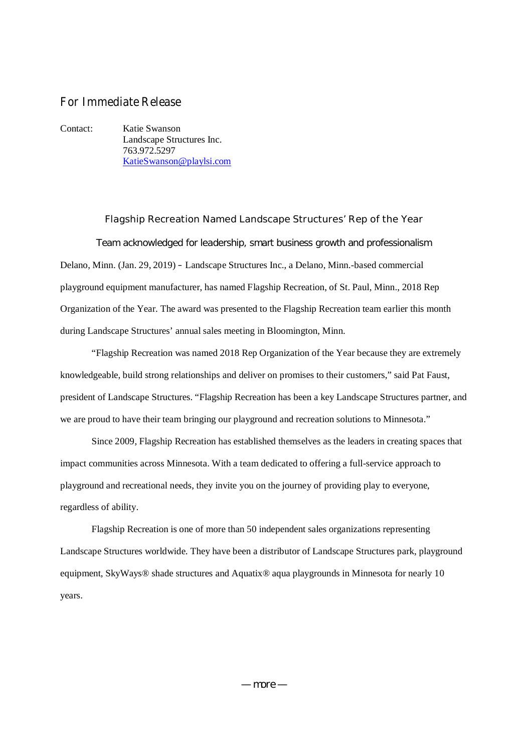For Immediate Release

Contact: Katie Swanson
Landscape Structures Inc.
763.972.5297
KatieSwanson@playlsi.com

## Flagship Recreation Named Landscape Structures' Rep of the Year

### Team acknowledged for leadership, smart business growth and professionalism

Delano, Minn. (Jan. 29, 2019) – Landscape Structures Inc., a Delano, Minn.-based commercial playground equipment manufacturer, has named Flagship Recreation, of St. Paul, Minn., 2018 Rep Organization of the Year. The award was presented to the Flagship Recreation team earlier this month during Landscape Structures' annual sales meeting in Bloomington, Minn.

"Flagship Recreation was named 2018 Rep Organization of the Year because they are extremely knowledgeable, build strong relationships and deliver on promises to their customers," said Pat Faust, president of Landscape Structures. "Flagship Recreation has been a key Landscape Structures partner, and we are proud to have their team bringing our playground and recreation solutions to Minnesota."

Since 2009, Flagship Recreation has established themselves as the leaders in creating spaces that impact communities across Minnesota. With a team dedicated to offering a full-service approach to playground and recreational needs, they invite you on the journey of providing play to everyone, regardless of ability.

Flagship Recreation is one of more than 50 independent sales organizations representing Landscape Structures worldwide. They have been a distributor of Landscape Structures park, playground equipment, SkyWays® shade structures and Aquatix® aqua playgrounds in Minnesota for nearly 10 years.

— more —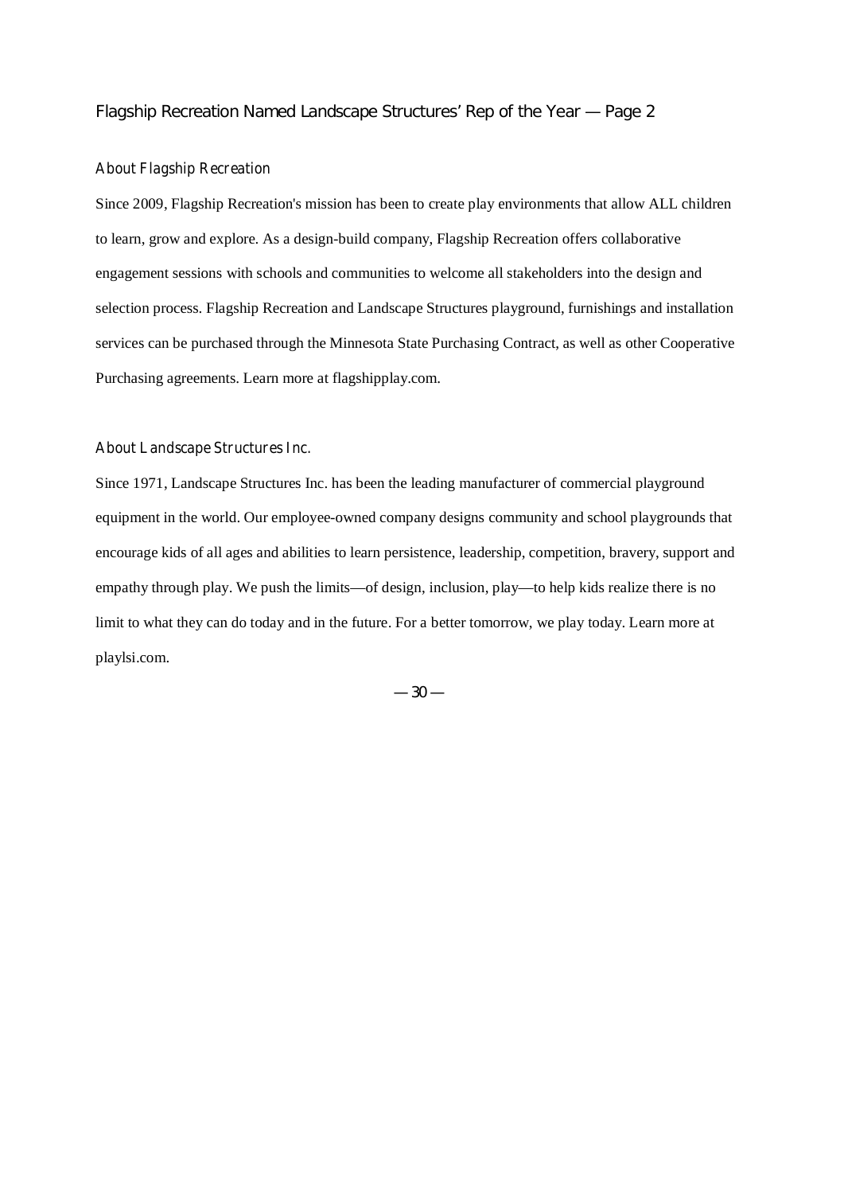## About Flagship Recreation

Since 2009, Flagship Recreation's mission has been to create play environments that allow ALL children to learn, grow and explore. As a design-build company, Flagship Recreation offers collaborative engagement sessions with schools and communities to welcome all stakeholders into the design and selection process. Flagship Recreation and Landscape Structures playground, furnishings and installation services can be purchased through the Minnesota State Purchasing Contract, as well as other Cooperative Purchasing agreements. Learn more at flagshipplay.com.

## About Landscape Structures Inc.

Since 1971, Landscape Structures Inc. has been the leading manufacturer of commercial playground equipment in the world. Our employee-owned company designs community and school playgrounds that encourage kids of all ages and abilities to learn persistence, leadership, competition, bravery, support and empathy through play. We push the limits—of design, inclusion, play—to help kids realize there is no limit to what they can do today and in the future. For a better tomorrow, we play today. Learn more at playlsi.com.

— 30 —